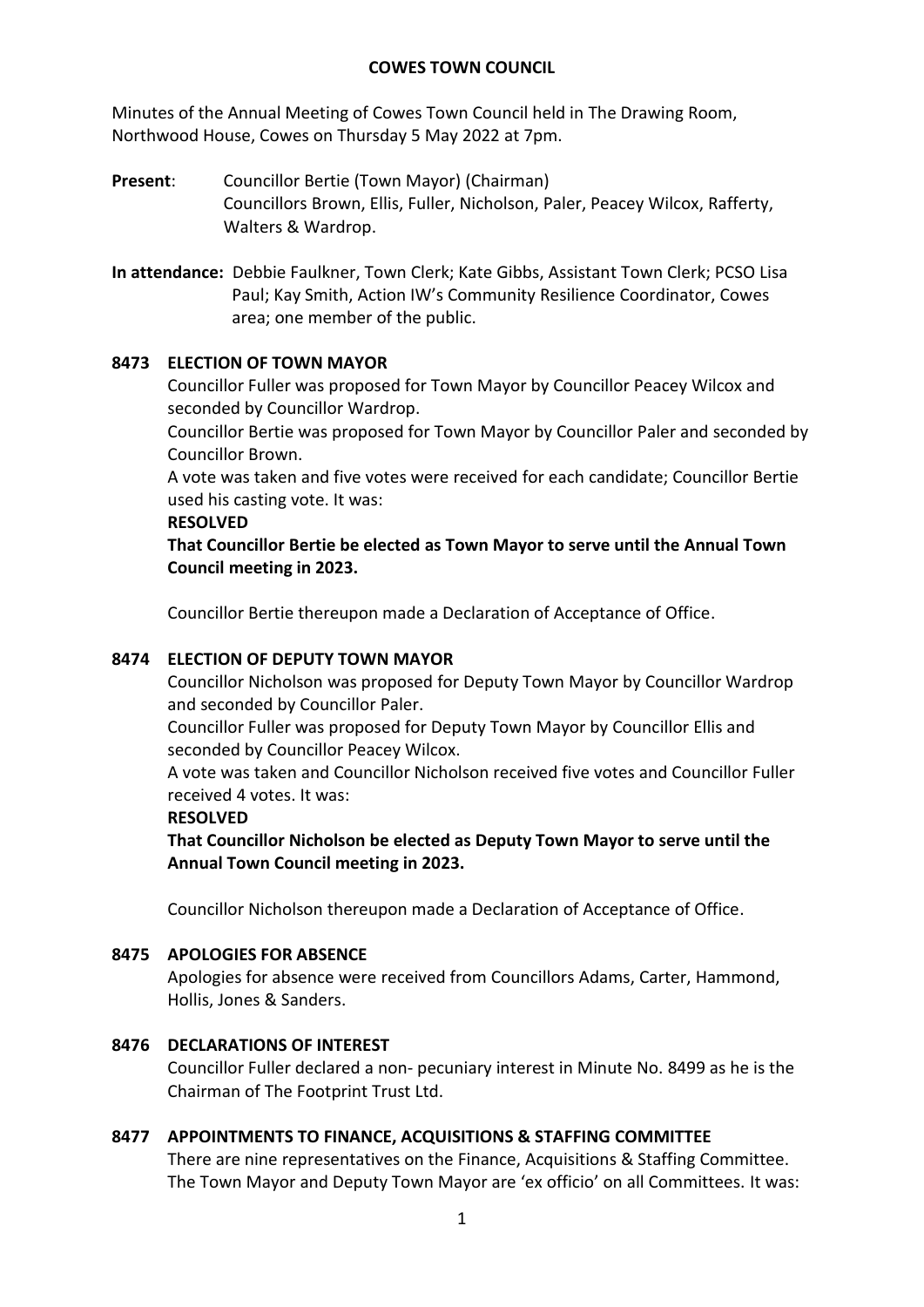# COWES TOWN COUNCIL

Minutes of the Annual Meeting of Cowes Town Council held in The Drawing Room, Northwood House, Cowes on Thursday 5 May 2022 at 7pm.

**Present**: Councillor Bertie (Town Mayor) (Chairman)
Councillors Brown, Ellis, Fuller, Nicholson, Paler, Peacey Wilcox, Rafferty, Walters & Wardrop.

**In attendance:** Debbie Faulkner, Town Clerk; Kate Gibbs, Assistant Town Clerk; PCSO Lisa Paul; Kay Smith, Action IW's Community Resilience Coordinator, Cowes area; one member of the public.

## 8473 ELECTION OF TOWN MAYOR

Councillor Fuller was proposed for Town Mayor by Councillor Peacey Wilcox and seconded by Councillor Wardrop.

Councillor Bertie was proposed for Town Mayor by Councillor Paler and seconded by Councillor Brown.

A vote was taken and five votes were received for each candidate; Councillor Bertie used his casting vote. It was:

**RESOLVED**

**That Councillor Bertie be elected as Town Mayor to serve until the Annual Town Council meeting in 2023.**

Councillor Bertie thereupon made a Declaration of Acceptance of Office.

## 8474 ELECTION OF DEPUTY TOWN MAYOR

Councillor Nicholson was proposed for Deputy Town Mayor by Councillor Wardrop and seconded by Councillor Paler.

Councillor Fuller was proposed for Deputy Town Mayor by Councillor Ellis and seconded by Councillor Peacey Wilcox.

A vote was taken and Councillor Nicholson received five votes and Councillor Fuller received 4 votes. It was:

**RESOLVED**

**That Councillor Nicholson be elected as Deputy Town Mayor to serve until the Annual Town Council meeting in 2023.**

Councillor Nicholson thereupon made a Declaration of Acceptance of Office.

## 8475 APOLOGIES FOR ABSENCE

Apologies for absence were received from Councillors Adams, Carter, Hammond, Hollis, Jones & Sanders.

## 8476 DECLARATIONS OF INTEREST

Councillor Fuller declared a non- pecuniary interest in Minute No. 8499 as he is the Chairman of The Footprint Trust Ltd.

## 8477 APPOINTMENTS TO FINANCE, ACQUISITIONS & STAFFING COMMITTEE

There are nine representatives on the Finance, Acquisitions & Staffing Committee. The Town Mayor and Deputy Town Mayor are 'ex officio' on all Committees. It was: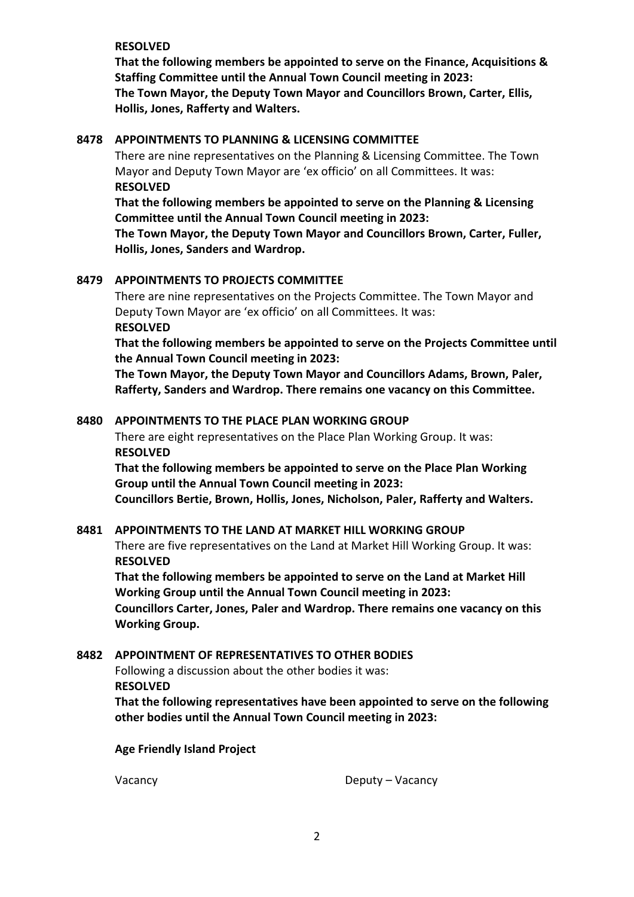**RESOLVED**

**That the following members be appointed to serve on the Finance, Acquisitions & Staffing Committee until the Annual Town Council meeting in 2023:**
**The Town Mayor, the Deputy Town Mayor and Councillors Brown, Carter, Ellis, Hollis, Jones, Rafferty and Walters.**

## 8478 APPOINTMENTS TO PLANNING & LICENSING COMMITTEE

There are nine representatives on the Planning & Licensing Committee. The Town Mayor and Deputy Town Mayor are 'ex officio' on all Committees. It was:
**RESOLVED**

**That the following members be appointed to serve on the Planning & Licensing Committee until the Annual Town Council meeting in 2023:**
**The Town Mayor, the Deputy Town Mayor and Councillors Brown, Carter, Fuller, Hollis, Jones, Sanders and Wardrop.**

## 8479 APPOINTMENTS TO PROJECTS COMMITTEE

There are nine representatives on the Projects Committee. The Town Mayor and Deputy Town Mayor are 'ex officio' on all Committees. It was:
**RESOLVED**

**That the following members be appointed to serve on the Projects Committee until the Annual Town Council meeting in 2023:**
**The Town Mayor, the Deputy Town Mayor and Councillors Adams, Brown, Paler, Rafferty, Sanders and Wardrop. There remains one vacancy on this Committee.**

## 8480 APPOINTMENTS TO THE PLACE PLAN WORKING GROUP

There are eight representatives on the Place Plan Working Group. It was:
**RESOLVED**

**That the following members be appointed to serve on the Place Plan Working Group until the Annual Town Council meeting in 2023:**
**Councillors Bertie, Brown, Hollis, Jones, Nicholson, Paler, Rafferty and Walters.**

## 8481 APPOINTMENTS TO THE LAND AT MARKET HILL WORKING GROUP

There are five representatives on the Land at Market Hill Working Group. It was:
**RESOLVED**

**That the following members be appointed to serve on the Land at Market Hill Working Group until the Annual Town Council meeting in 2023:**
**Councillors Carter, Jones, Paler and Wardrop. There remains one vacancy on this Working Group.**

## 8482 APPOINTMENT OF REPRESENTATIVES TO OTHER BODIES

Following a discussion about the other bodies it was:
**RESOLVED**

**That the following representatives have been appointed to serve on the following other bodies until the Annual Town Council meeting in 2023:**

**Age Friendly Island Project**

Vacancy Deputy – Vacancy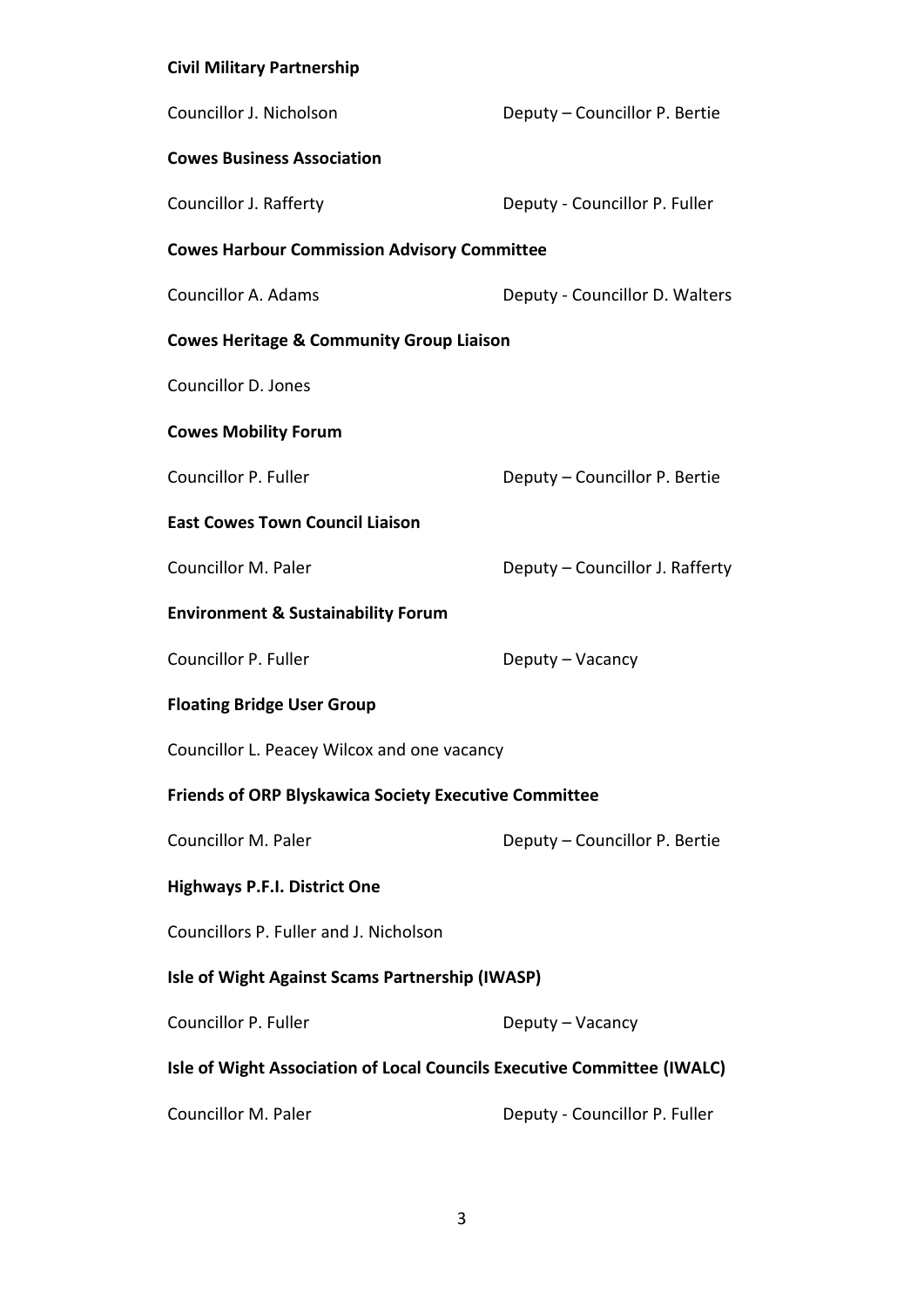**Civil Military Partnership**

Councillor J. Nicholson — Deputy – Councillor P. Bertie

**Cowes Business Association**

Councillor J. Rafferty — Deputy - Councillor P. Fuller

**Cowes Harbour Commission Advisory Committee**

Councillor A. Adams — Deputy - Councillor D. Walters

**Cowes Heritage & Community Group Liaison**

Councillor D. Jones

**Cowes Mobility Forum**

Councillor P. Fuller — Deputy – Councillor P. Bertie

**East Cowes Town Council Liaison**

Councillor M. Paler — Deputy – Councillor J. Rafferty

**Environment & Sustainability Forum**

Councillor P. Fuller — Deputy – Vacancy

**Floating Bridge User Group**

Councillor L. Peacey Wilcox and one vacancy

**Friends of ORP Blyskawica Society Executive Committee**

Councillor M. Paler — Deputy – Councillor P. Bertie

**Highways P.F.I. District One**

Councillors P. Fuller and J. Nicholson

**Isle of Wight Against Scams Partnership (IWASP)**

Councillor P. Fuller — Deputy – Vacancy

**Isle of Wight Association of Local Councils Executive Committee (IWALC)**

Councillor M. Paler — Deputy - Councillor P. Fuller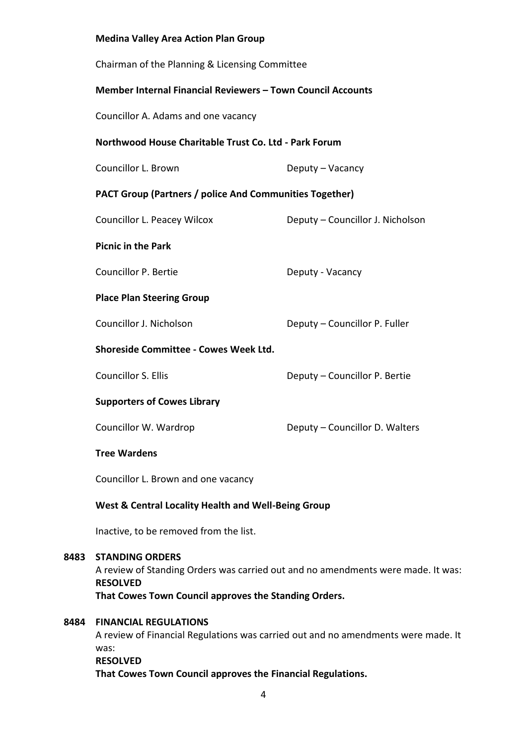**Medina Valley Area Action Plan Group**

Chairman of the Planning & Licensing Committee

**Member Internal Financial Reviewers – Town Council Accounts**

Councillor A. Adams and one vacancy

**Northwood House Charitable Trust Co. Ltd - Park Forum**

Councillor L. Brown — Deputy – Vacancy

**PACT Group (Partners / police And Communities Together)**

Councillor L. Peacey Wilcox — Deputy – Councillor J. Nicholson

**Picnic in the Park**

Councillor P. Bertie — Deputy - Vacancy

**Place Plan Steering Group**

Councillor J. Nicholson — Deputy – Councillor P. Fuller

**Shoreside Committee - Cowes Week Ltd.**

Councillor S. Ellis — Deputy – Councillor P. Bertie

**Supporters of Cowes Library**

Councillor W. Wardrop — Deputy – Councillor D. Walters

**Tree Wardens**

Councillor L. Brown and one vacancy

**West & Central Locality Health and Well-Being Group**

Inactive, to be removed from the list.

**8483 STANDING ORDERS**

A review of Standing Orders was carried out and no amendments were made. It was:

**RESOLVED**

**That Cowes Town Council approves the Standing Orders.**

**8484 FINANCIAL REGULATIONS**

A review of Financial Regulations was carried out and no amendments were made. It was:

**RESOLVED**

**That Cowes Town Council approves the Financial Regulations.**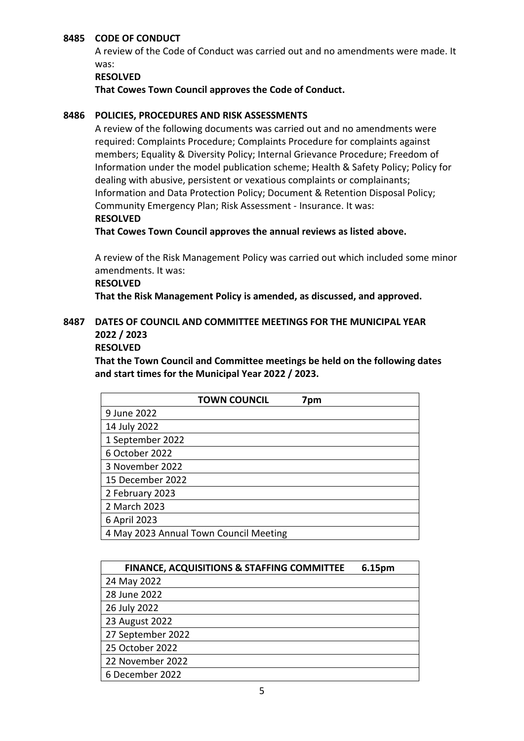## 8485 CODE OF CONDUCT

A review of the Code of Conduct was carried out and no amendments were made. It was:

**RESOLVED**

**That Cowes Town Council approves the Code of Conduct.**

## 8486 POLICIES, PROCEDURES AND RISK ASSESSMENTS

A review of the following documents was carried out and no amendments were required: Complaints Procedure; Complaints Procedure for complaints against members; Equality & Diversity Policy; Internal Grievance Procedure; Freedom of Information under the model publication scheme; Health & Safety Policy; Policy for dealing with abusive, persistent or vexatious complaints or complainants; Information and Data Protection Policy; Document & Retention Disposal Policy; Community Emergency Plan; Risk Assessment - Insurance. It was:

**RESOLVED**

**That Cowes Town Council approves the annual reviews as listed above.**

A review of the Risk Management Policy was carried out which included some minor amendments. It was:

**RESOLVED**

**That the Risk Management Policy is amended, as discussed, and approved.**

## 8487 DATES OF COUNCIL AND COMMITTEE MEETINGS FOR THE MUNICIPAL YEAR 2022 / 2023

**RESOLVED**

**That the Town Council and Committee meetings be held on the following dates and start times for the Municipal Year 2022 / 2023.**

| **TOWN COUNCIL 7pm** |
|---|
| 9 June 2022 |
| 14 July 2022 |
| 1 September 2022 |
| 6 October 2022 |
| 3 November 2022 |
| 15 December 2022 |
| 2 February 2023 |
| 2 March 2023 |
| 6 April 2023 |
| 4 May 2023 Annual Town Council Meeting |

| **FINANCE, ACQUISITIONS & STAFFING COMMITTEE 6.15pm** |
|---|
| 24 May 2022 |
| 28 June 2022 |
| 26 July 2022 |
| 23 August 2022 |
| 27 September 2022 |
| 25 October 2022 |
| 22 November 2022 |
| 6 December 2022 |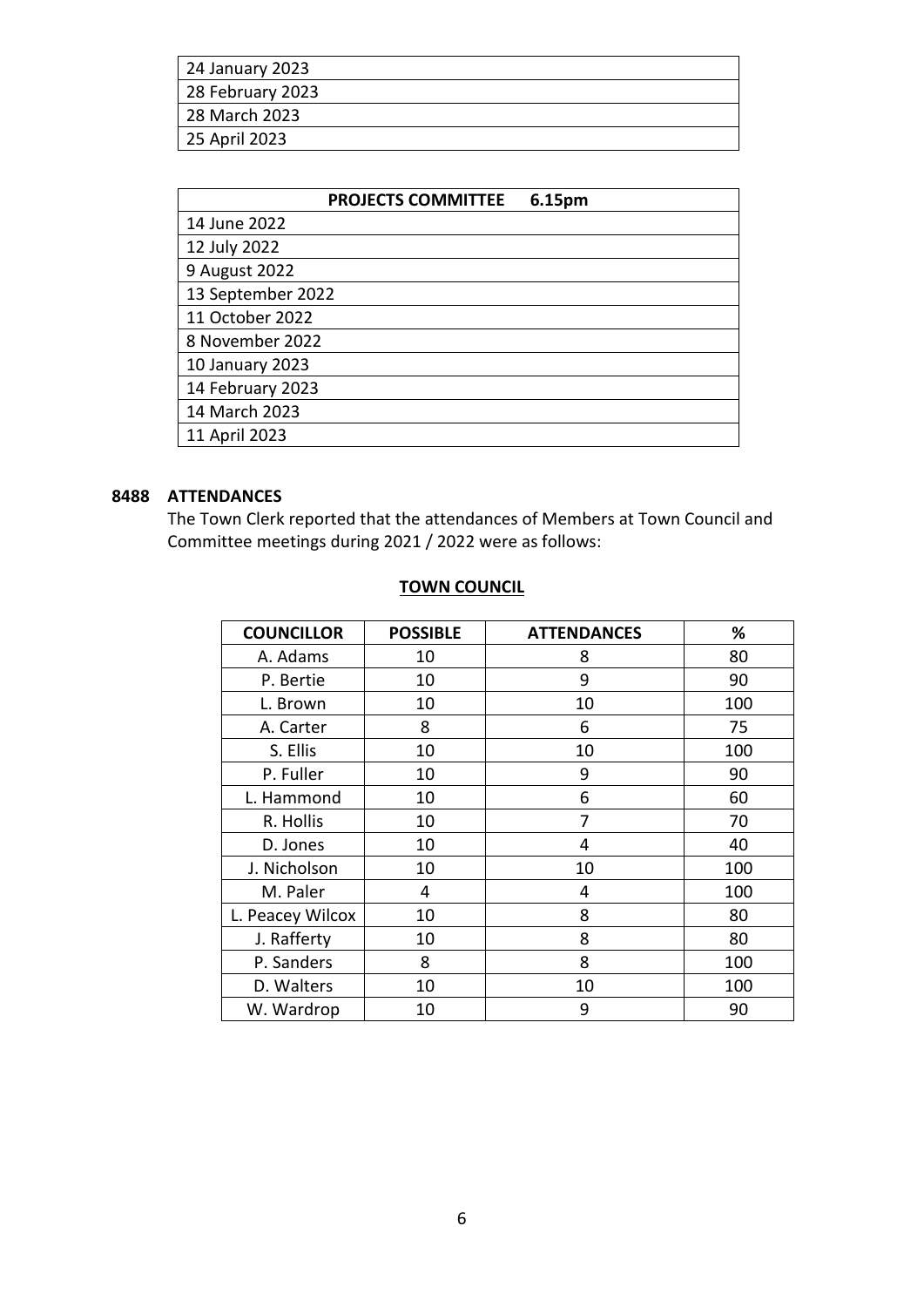| |
|---|
| 24 January 2023 |
| 28 February 2023 |
| 28 March 2023 |
| 25 April 2023 |

| **PROJECTS COMMITTEE 6.15pm** |
|---|
| 14 June 2022 |
| 12 July 2022 |
| 9 August 2022 |
| 13 September 2022 |
| 11 October 2022 |
| 8 November 2022 |
| 10 January 2023 |
| 14 February 2023 |
| 14 March 2023 |
| 11 April 2023 |

**8488 ATTENDANCES**

The Town Clerk reported that the attendances of Members at Town Council and Committee meetings during 2021 / 2022 were as follows:

**TOWN COUNCIL**

| COUNCILLOR | POSSIBLE | ATTENDANCES | % |
|---|---|---|---|
| A. Adams | 10 | 8 | 80 |
| P. Bertie | 10 | 9 | 90 |
| L. Brown | 10 | 10 | 100 |
| A. Carter | 8 | 6 | 75 |
| S. Ellis | 10 | 10 | 100 |
| P. Fuller | 10 | 9 | 90 |
| L. Hammond | 10 | 6 | 60 |
| R. Hollis | 10 | 7 | 70 |
| D. Jones | 10 | 4 | 40 |
| J. Nicholson | 10 | 10 | 100 |
| M. Paler | 4 | 4 | 100 |
| L. Peacey Wilcox | 10 | 8 | 80 |
| J. Rafferty | 10 | 8 | 80 |
| P. Sanders | 8 | 8 | 100 |
| D. Walters | 10 | 10 | 100 |
| W. Wardrop | 10 | 9 | 90 |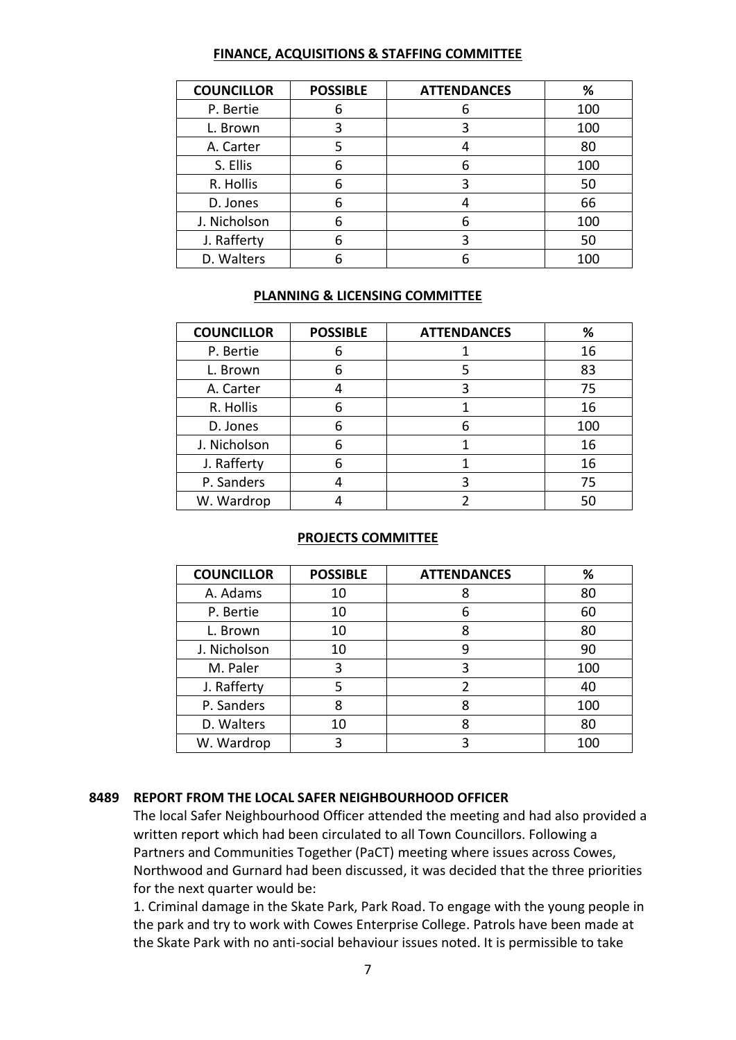**FINANCE, ACQUISITIONS & STAFFING COMMITTEE**

| COUNCILLOR | POSSIBLE | ATTENDANCES | % |
|---|---|---|---|
| P. Bertie | 6 | 6 | 100 |
| L. Brown | 3 | 3 | 100 |
| A. Carter | 5 | 4 | 80 |
| S. Ellis | 6 | 6 | 100 |
| R. Hollis | 6 | 3 | 50 |
| D. Jones | 6 | 4 | 66 |
| J. Nicholson | 6 | 6 | 100 |
| J. Rafferty | 6 | 3 | 50 |
| D. Walters | 6 | 6 | 100 |

**PLANNING & LICENSING COMMITTEE**

| COUNCILLOR | POSSIBLE | ATTENDANCES | % |
|---|---|---|---|
| P. Bertie | 6 | 1 | 16 |
| L. Brown | 6 | 5 | 83 |
| A. Carter | 4 | 3 | 75 |
| R. Hollis | 6 | 1 | 16 |
| D. Jones | 6 | 6 | 100 |
| J. Nicholson | 6 | 1 | 16 |
| J. Rafferty | 6 | 1 | 16 |
| P. Sanders | 4 | 3 | 75 |
| W. Wardrop | 4 | 2 | 50 |

**PROJECTS COMMITTEE**

| COUNCILLOR | POSSIBLE | ATTENDANCES | % |
|---|---|---|---|
| A. Adams | 10 | 8 | 80 |
| P. Bertie | 10 | 6 | 60 |
| L. Brown | 10 | 8 | 80 |
| J. Nicholson | 10 | 9 | 90 |
| M. Paler | 3 | 3 | 100 |
| J. Rafferty | 5 | 2 | 40 |
| P. Sanders | 8 | 8 | 100 |
| D. Walters | 10 | 8 | 80 |
| W. Wardrop | 3 | 3 | 100 |

**8489 REPORT FROM THE LOCAL SAFER NEIGHBOURHOOD OFFICER**

The local Safer Neighbourhood Officer attended the meeting and had also provided a written report which had been circulated to all Town Councillors. Following a Partners and Communities Together (PaCT) meeting where issues across Cowes, Northwood and Gurnard had been discussed, it was decided that the three priorities for the next quarter would be:

1. Criminal damage in the Skate Park, Park Road. To engage with the young people in the park and try to work with Cowes Enterprise College. Patrols have been made at the Skate Park with no anti-social behaviour issues noted. It is permissible to take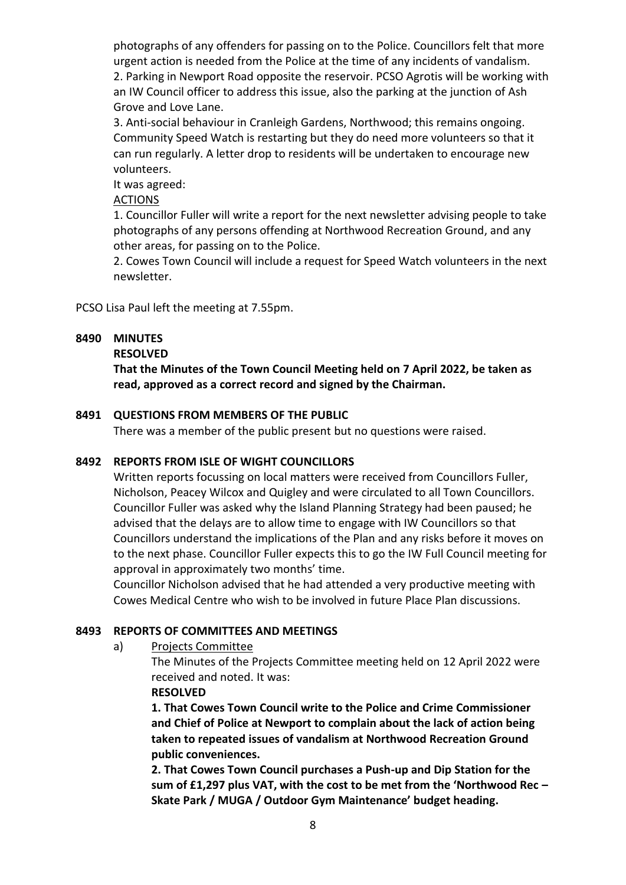photographs of any offenders for passing on to the Police. Councillors felt that more urgent action is needed from the Police at the time of any incidents of vandalism.
2. Parking in Newport Road opposite the reservoir. PCSO Agrotis will be working with an IW Council officer to address this issue, also the parking at the junction of Ash Grove and Love Lane.
3. Anti-social behaviour in Cranleigh Gardens, Northwood; this remains ongoing. Community Speed Watch is restarting but they do need more volunteers so that it can run regularly. A letter drop to residents will be undertaken to encourage new volunteers.
It was agreed:
<u>ACTIONS</u>
1. Councillor Fuller will write a report for the next newsletter advising people to take photographs of any persons offending at Northwood Recreation Ground, and any other areas, for passing on to the Police.
2. Cowes Town Council will include a request for Speed Watch volunteers in the next newsletter.

PCSO Lisa Paul left the meeting at 7.55pm.

**8490 MINUTES**

**RESOLVED**

**That the Minutes of the Town Council Meeting held on 7 April 2022, be taken as read, approved as a correct record and signed by the Chairman.**

**8491 QUESTIONS FROM MEMBERS OF THE PUBLIC**

There was a member of the public present but no questions were raised.

**8492 REPORTS FROM ISLE OF WIGHT COUNCILLORS**

Written reports focussing on local matters were received from Councillors Fuller, Nicholson, Peacey Wilcox and Quigley and were circulated to all Town Councillors. Councillor Fuller was asked why the Island Planning Strategy had been paused; he advised that the delays are to allow time to engage with IW Councillors so that Councillors understand the implications of the Plan and any risks before it moves on to the next phase. Councillor Fuller expects this to go the IW Full Council meeting for approval in approximately two months' time.

Councillor Nicholson advised that he had attended a very productive meeting with Cowes Medical Centre who wish to be involved in future Place Plan discussions.

**8493 REPORTS OF COMMITTEES AND MEETINGS**

a) <u>Projects Committee</u>

The Minutes of the Projects Committee meeting held on 12 April 2022 were received and noted. It was:

**RESOLVED**

**1. That Cowes Town Council write to the Police and Crime Commissioner and Chief of Police at Newport to complain about the lack of action being taken to repeated issues of vandalism at Northwood Recreation Ground public conveniences.**

**2. That Cowes Town Council purchases a Push-up and Dip Station for the sum of £1,297 plus VAT, with the cost to be met from the 'Northwood Rec – Skate Park / MUGA / Outdoor Gym Maintenance' budget heading.**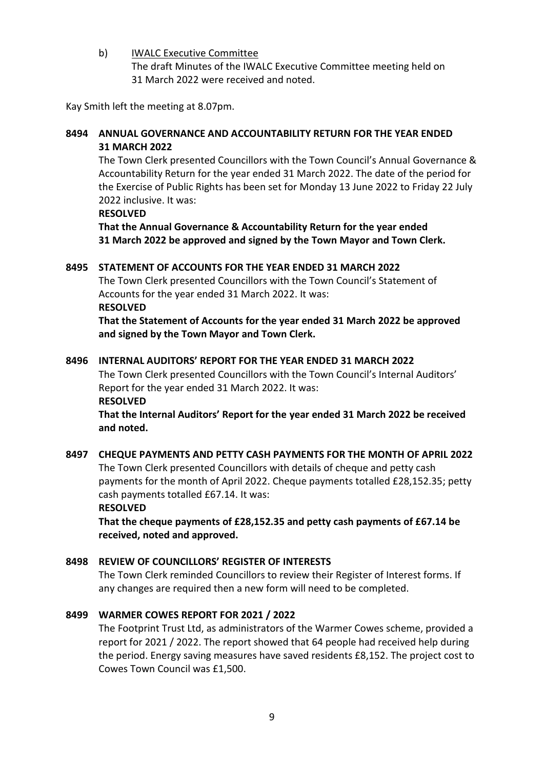b) <u>IWALC Executive Committee</u>
The draft Minutes of the IWALC Executive Committee meeting held on 31 March 2022 were received and noted.

Kay Smith left the meeting at 8.07pm.

**8494 ANNUAL GOVERNANCE AND ACCOUNTABILITY RETURN FOR THE YEAR ENDED 31 MARCH 2022**

The Town Clerk presented Councillors with the Town Council's Annual Governance & Accountability Return for the year ended 31 March 2022. The date of the period for the Exercise of Public Rights has been set for Monday 13 June 2022 to Friday 22 July 2022 inclusive. It was:

**RESOLVED**

**That the Annual Governance & Accountability Return for the year ended 31 March 2022 be approved and signed by the Town Mayor and Town Clerk.**

**8495 STATEMENT OF ACCOUNTS FOR THE YEAR ENDED 31 MARCH 2022**

The Town Clerk presented Councillors with the Town Council's Statement of Accounts for the year ended 31 March 2022. It was:

**RESOLVED**

**That the Statement of Accounts for the year ended 31 March 2022 be approved and signed by the Town Mayor and Town Clerk.**

**8496 INTERNAL AUDITORS' REPORT FOR THE YEAR ENDED 31 MARCH 2022**

The Town Clerk presented Councillors with the Town Council's Internal Auditors' Report for the year ended 31 March 2022. It was:

**RESOLVED**

**That the Internal Auditors' Report for the year ended 31 March 2022 be received and noted.**

**8497 CHEQUE PAYMENTS AND PETTY CASH PAYMENTS FOR THE MONTH OF APRIL 2022**

The Town Clerk presented Councillors with details of cheque and petty cash payments for the month of April 2022. Cheque payments totalled £28,152.35; petty cash payments totalled £67.14. It was:

**RESOLVED**

**That the cheque payments of £28,152.35 and petty cash payments of £67.14 be received, noted and approved.**

**8498 REVIEW OF COUNCILLORS' REGISTER OF INTERESTS**

The Town Clerk reminded Councillors to review their Register of Interest forms. If any changes are required then a new form will need to be completed.

**8499 WARMER COWES REPORT FOR 2021 / 2022**

The Footprint Trust Ltd, as administrators of the Warmer Cowes scheme, provided a report for 2021 / 2022. The report showed that 64 people had received help during the period. Energy saving measures have saved residents £8,152. The project cost to Cowes Town Council was £1,500.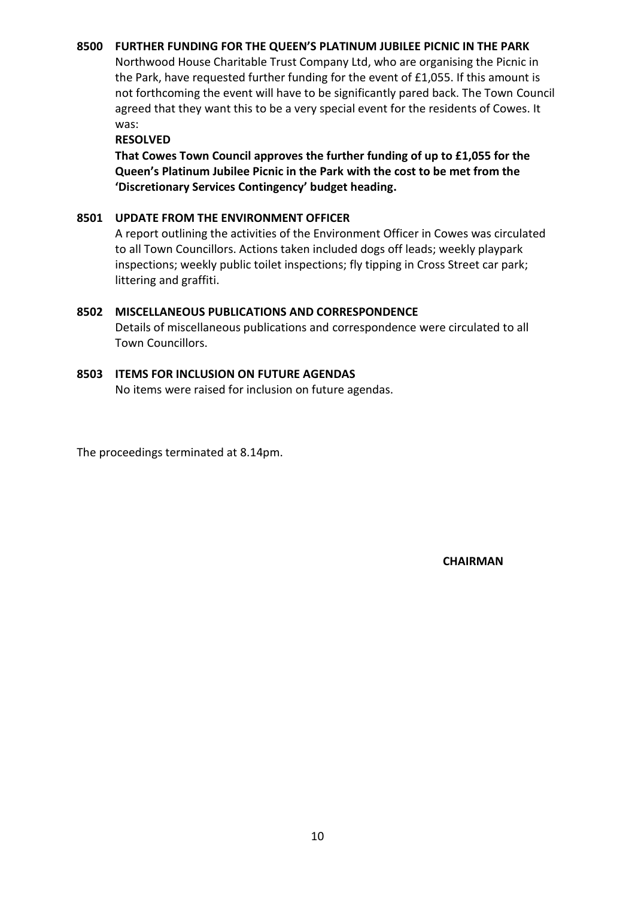**8500 FURTHER FUNDING FOR THE QUEEN'S PLATINUM JUBILEE PICNIC IN THE PARK**

Northwood House Charitable Trust Company Ltd, who are organising the Picnic in the Park, have requested further funding for the event of £1,055. If this amount is not forthcoming the event will have to be significantly pared back. The Town Council agreed that they want this to be a very special event for the residents of Cowes. It was:

**RESOLVED**

**That Cowes Town Council approves the further funding of up to £1,055 for the Queen's Platinum Jubilee Picnic in the Park with the cost to be met from the 'Discretionary Services Contingency' budget heading.**

**8501 UPDATE FROM THE ENVIRONMENT OFFICER**

A report outlining the activities of the Environment Officer in Cowes was circulated to all Town Councillors. Actions taken included dogs off leads; weekly playpark inspections; weekly public toilet inspections; fly tipping in Cross Street car park; littering and graffiti.

**8502 MISCELLANEOUS PUBLICATIONS AND CORRESPONDENCE**

Details of miscellaneous publications and correspondence were circulated to all Town Councillors.

**8503 ITEMS FOR INCLUSION ON FUTURE AGENDAS**

No items were raised for inclusion on future agendas.

The proceedings terminated at 8.14pm.

**CHAIRMAN**